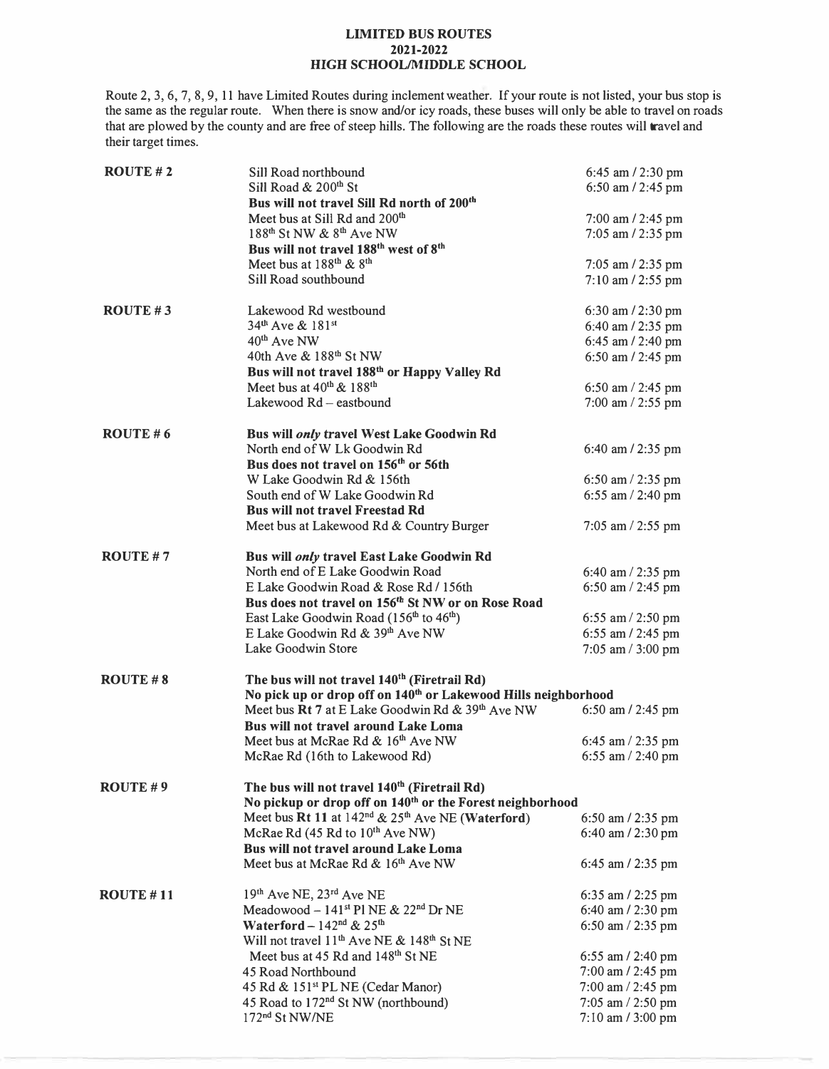# LIMITED BUS ROUTES
## 2021-2022
## HIGH SCHOOL/MIDDLE SCHOOL

Route 2, 3, 6, 7, 8, 9, 11 have Limited Routes during inclement weather. If your route is not listed, your bus stop is the same as the regular route. When there is snow and/or icy roads, these buses will only be able to travel on roads that are plowed by the county and are free of steep hills. The following are the roads these routes will travel and their target times.

| Route | Stop | Time |
|---|---|---|
| **ROUTE # 2** | Sill Road northbound | 6:45 am / 2:30 pm |
| | Sill Road & 200th St | 6:50 am / 2:45 pm |
| | **Bus will not travel Sill Rd north of 200th** | |
| | Meet bus at Sill Rd and 200th | 7:00 am / 2:45 pm |
| | 188th St NW & 8th Ave NW | 7:05 am / 2:35 pm |
| | **Bus will not travel 188th west of 8th** | |
| | Meet bus at 188th & 8th | 7:05 am / 2:35 pm |
| | Sill Road southbound | 7:10 am / 2:55 pm |
| **ROUTE # 3** | Lakewood Rd westbound | 6:30 am / 2:30 pm |
| | 34th Ave & 181st | 6:40 am / 2:35 pm |
| | 40th Ave NW | 6:45 am / 2:40 pm |
| | 40th Ave & 188th St NW | 6:50 am / 2:45 pm |
| | **Bus will not travel 188th or Happy Valley Rd** | |
| | Meet bus at 40th & 188th | 6:50 am / 2:45 pm |
| | Lakewood Rd – eastbound | 7:00 am / 2:55 pm |
| **ROUTE # 6** | **Bus will *only* travel West Lake Goodwin Rd** | |
| | North end of W Lk Goodwin Rd | 6:40 am / 2:35 pm |
| | **Bus does not travel on 156th or 56th** | |
| | W Lake Goodwin Rd & 156th | 6:50 am / 2:35 pm |
| | South end of W Lake Goodwin Rd | 6:55 am / 2:40 pm |
| | **Bus will not travel Freestad Rd** | |
| | Meet bus at Lakewood Rd & Country Burger | 7:05 am / 2:55 pm |
| **ROUTE # 7** | **Bus will *only* travel East Lake Goodwin Rd** | |
| | North end of E Lake Goodwin Road | 6:40 am / 2:35 pm |
| | E Lake Goodwin Road & Rose Rd / 156th | 6:50 am / 2:45 pm |
| | **Bus does not travel on 156th St NW or on Rose Road** | |
| | East Lake Goodwin Road (156th to 46th) | 6:55 am / 2:50 pm |
| | E Lake Goodwin Rd & 39th Ave NW | 6:55 am / 2:45 pm |
| | Lake Goodwin Store | 7:05 am / 3:00 pm |
| **ROUTE # 8** | **The bus will not travel 140th (Firetrail Rd)** | |
| | **No pick up or drop off on 140th or Lakewood Hills neighborhood** | |
| | Meet bus **Rt 7** at E Lake Goodwin Rd & 39th Ave NW | 6:50 am / 2:45 pm |
| | **Bus will not travel around Lake Loma** | |
| | Meet bus at McRae Rd & 16th Ave NW | 6:45 am / 2:35 pm |
| | McRae Rd (16th to Lakewood Rd) | 6:55 am / 2:40 pm |
| **ROUTE # 9** | **The bus will not travel 140th (Firetrail Rd)** | |
| | **No pickup or drop off on 140th or the Forest neighborhood** | |
| | Meet bus **Rt 11** at 142nd & 25th Ave NE **(Waterford)** | 6:50 am / 2:35 pm |
| | McRae Rd (45 Rd to 10th Ave NW) | 6:40 am / 2:30 pm |
| | **Bus will not travel around Lake Loma** | |
| | Meet bus at McRae Rd & 16th Ave NW | 6:45 am / 2:35 pm |
| **ROUTE # 11** | 19th Ave NE, 23rd Ave NE | 6:35 am / 2:25 pm |
| | Meadowood – 141st Pl NE & 22nd Dr NE | 6:40 am / 2:30 pm |
| | **Waterford** – 142nd & 25th | 6:50 am / 2:35 pm |
| | Will not travel 11th Ave NE & 148th St NE | |
| | Meet bus at 45 Rd and 148th St NE | 6:55 am / 2:40 pm |
| | 45 Road Northbound | 7:00 am / 2:45 pm |
| | 45 Rd & 151st PL NE (Cedar Manor) | 7:00 am / 2:45 pm |
| | 45 Road to 172nd St NW (northbound) | 7:05 am / 2:50 pm |
| | 172nd St NW/NE | 7:10 am / 3:00 pm |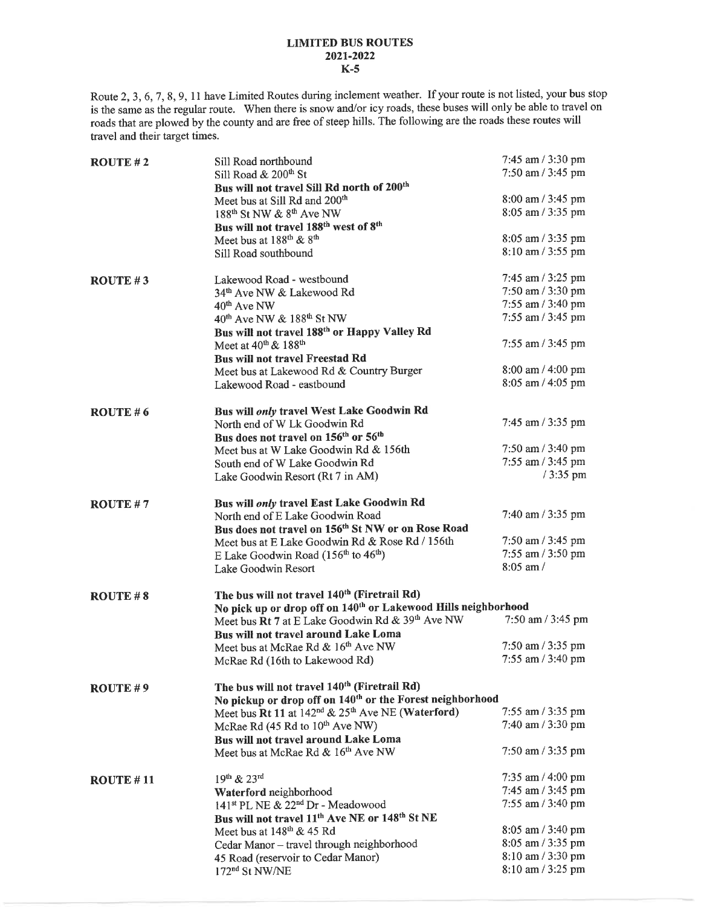**LIMITED BUS ROUTES**
**2021-2022**
**K-5**

Route 2, 3, 6, 7, 8, 9, 11 have Limited Routes during inclement weather. If your route is not listed, your bus stop is the same as the regular route. When there is snow and/or icy roads, these buses will only be able to travel on roads that are plowed by the county and are free of steep hills. The following are the roads these routes will travel and their target times.

| | | |
|---|---|---|
| **ROUTE # 2** | Sill Road northbound | 7:45 am / 3:30 pm |
| | Sill Road & 200th St | 7:50 am / 3:45 pm |
| | **Bus will not travel Sill Rd north of 200th** | |
| | Meet bus at Sill Rd and 200th | 8:00 am / 3:45 pm |
| | 188th St NW & 8th Ave NW | 8:05 am / 3:35 pm |
| | **Bus will not travel 188th west of 8th** | |
| | Meet bus at 188th & 8th | 8:05 am / 3:35 pm |
| | Sill Road southbound | 8:10 am / 3:55 pm |
| **ROUTE # 3** | Lakewood Road - westbound | 7:45 am / 3:25 pm |
| | 34th Ave NW & Lakewood Rd | 7:50 am / 3:30 pm |
| | 40th Ave NW | 7:55 am / 3:40 pm |
| | 40th Ave NW & 188th St NW | 7:55 am / 3:45 pm |
| | **Bus will not travel 188th or Happy Valley Rd** | |
| | Meet at 40th & 188th | 7:55 am / 3:45 pm |
| | **Bus will not travel Freestad Rd** | |
| | Meet bus at Lakewood Rd & Country Burger | 8:00 am / 4:00 pm |
| | Lakewood Road - eastbound | 8:05 am / 4:05 pm |
| **ROUTE # 6** | **Bus will *only* travel West Lake Goodwin Rd** | |
| | North end of W Lk Goodwin Rd | 7:45 am / 3:35 pm |
| | **Bus does not travel on 156th or 56th** | |
| | Meet bus at W Lake Goodwin Rd & 156th | 7:50 am / 3:40 pm |
| | South end of W Lake Goodwin Rd | 7:55 am / 3:45 pm |
| | Lake Goodwin Resort (Rt 7 in AM) | / 3:35 pm |
| **ROUTE # 7** | **Bus will *only* travel East Lake Goodwin Rd** | |
| | North end of E Lake Goodwin Road | 7:40 am / 3:35 pm |
| | **Bus does not travel on 156th St NW or on Rose Road** | |
| | Meet bus at E Lake Goodwin Rd & Rose Rd / 156th | 7:50 am / 3:45 pm |
| | E Lake Goodwin Road (156th to 46th) | 7:55 am / 3:50 pm |
| | Lake Goodwin Resort | 8:05 am / |
| **ROUTE # 8** | **The bus will not travel 140th (Firetrail Rd)** | |
| | **No pick up or drop off on 140th or Lakewood Hills neighborhood** | |
| | Meet bus **Rt 7** at E Lake Goodwin Rd & 39th Ave NW | 7:50 am / 3:45 pm |
| | **Bus will not travel around Lake Loma** | |
| | Meet bus at McRae Rd & 16th Ave NW | 7:50 am / 3:35 pm |
| | McRae Rd (16th to Lakewood Rd) | 7:55 am / 3:40 pm |
| **ROUTE # 9** | **The bus will not travel 140th (Firetrail Rd)** | |
| | **No pickup or drop off on 140th or the Forest neighborhood** | |
| | Meet bus **Rt 11** at 142nd & 25th Ave NE **(Waterford)** | 7:55 am / 3:35 pm |
| | McRae Rd (45 Rd to 10th Ave NW) | 7:40 am / 3:30 pm |
| | **Bus will not travel around Lake Loma** | |
| | Meet bus at McRae Rd & 16th Ave NW | 7:50 am / 3:35 pm |
| **ROUTE # 11** | 19th & 23rd | 7:35 am / 4:00 pm |
| | **Waterford** neighborhood | 7:45 am / 3:45 pm |
| | 141st PL NE & 22nd Dr - Meadowood | 7:55 am / 3:40 pm |
| | **Bus will not travel 11th Ave NE or 148th St NE** | |
| | Meet bus at 148th & 45 Rd | 8:05 am / 3:40 pm |
| | Cedar Manor – travel through neighborhood | 8:05 am / 3:35 pm |
| | 45 Road (reservoir to Cedar Manor) | 8:10 am / 3:30 pm |
| | 172nd St NW/NE | 8:10 am / 3:25 pm |